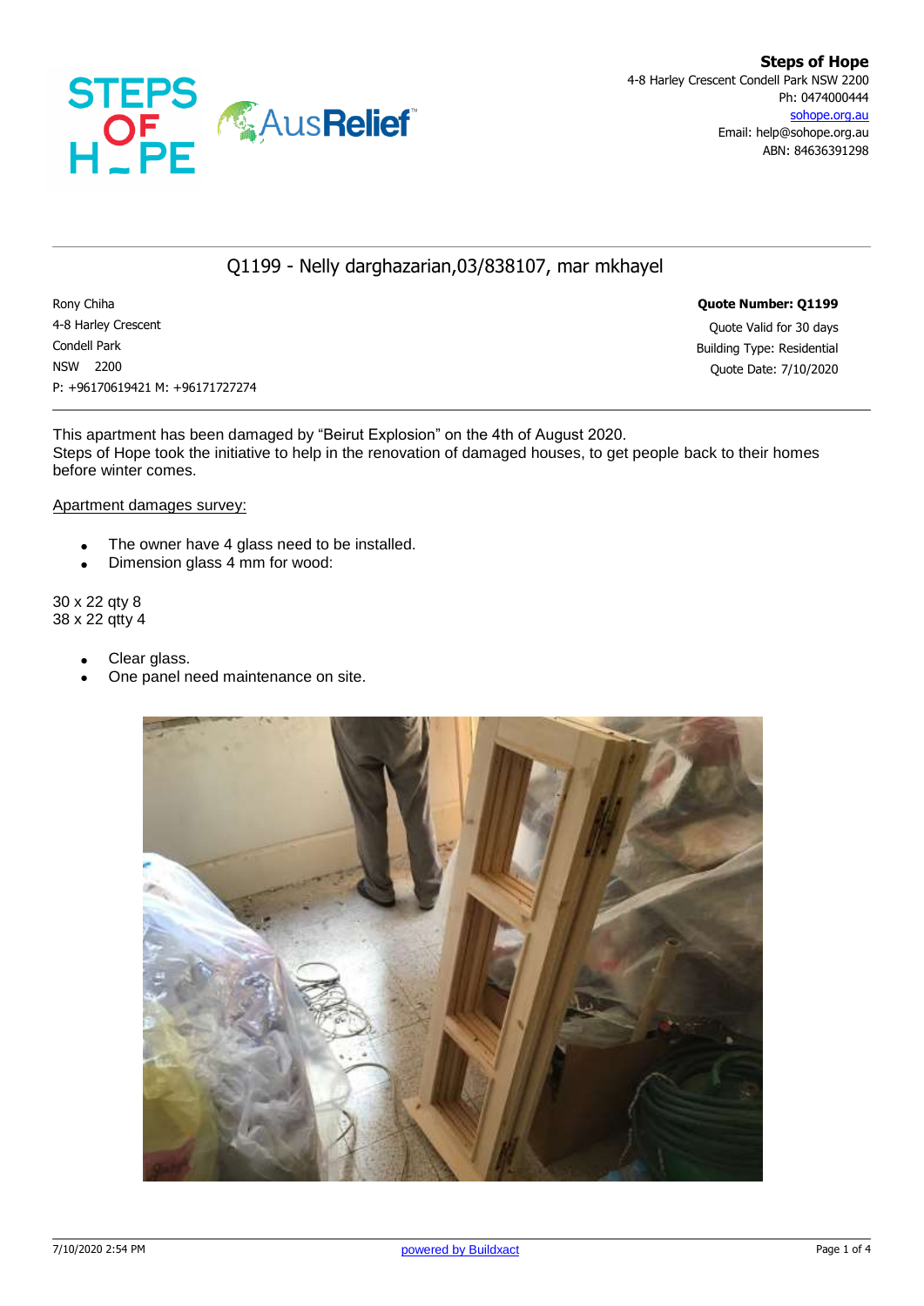**Steps of Hope**
4-8 Harley Crescent Condell Park NSW 2200
Ph: 0474000444
sohope.org.au
Email: help@sohope.org.au
ABN: 84636391298

## Q1199 - Nelly darghazarian,03/838107, mar mkhayel

Rony Chiha
4-8 Harley Crescent
Condell Park
NSW 2200
P: +96170619421 M: +96171727274

**Quote Number: Q1199**
Quote Valid for 30 days
Building Type: Residential
Quote Date: 7/10/2020

This apartment has been damaged by "Beirut Explosion" on the 4th of August 2020.
Steps of Hope took the initiative to help in the renovation of damaged houses, to get people back to their homes before winter comes.

Apartment damages survey:

- The owner have 4 glass need to be installed.
- Dimension glass 4 mm for wood:

30 x 22 qty 8
38 x 22 qtty 4

- Clear glass.
- One panel need maintenance on site.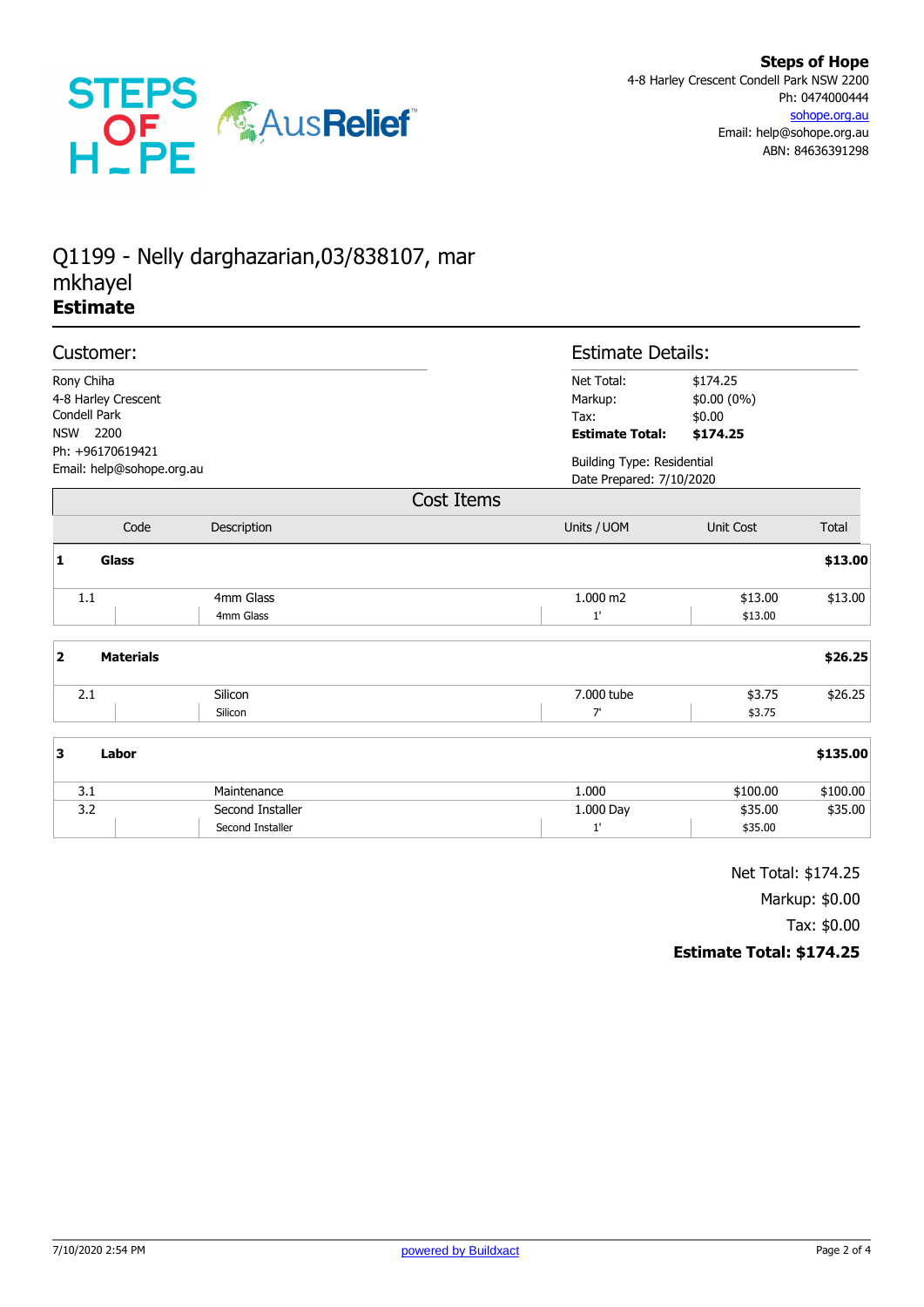**Steps of Hope**
4-8 Harley Crescent Condell Park NSW 2200
Ph: 0474000444
sohope.org.au
Email: help@sohope.org.au
ABN: 84636391298

# Q1199 - Nelly darghazarian,03/838107, mar mkhayel
## Estimate

### Customer:

Rony Chiha
4-8 Harley Crescent
Condell Park
NSW 2200
Ph: +96170619421
Email: help@sohope.org.au

### Estimate Details:

| | |
|---|---|
| Net Total: | $174.25 |
| Markup: | $0.00 (0%) |
| Tax: | $0.00 |
| **Estimate Total:** | **$174.25** |

Building Type: Residential
Date Prepared: 7/10/2020

### Cost Items

| Code | Description | Units / UOM | Unit Cost | Total |
|---|---|---|---|---|
| **1** | **Glass** | | | **$13.00** |
| 1.1 | 4mm Glass<br>4mm Glass | 1.000 m2<br>1' | $13.00<br>$13.00 | $13.00 |
| **2** | **Materials** | | | **$26.25** |
| 2.1 | Silicon<br>Silicon | 7.000 tube<br>7' | $3.75<br>$3.75 | $26.25 |
| **3** | **Labor** | | | **$135.00** |
| 3.1 | Maintenance | 1.000 | $100.00 | $100.00 |
| 3.2 | Second Installer<br>Second Installer | 1.000 Day<br>1' | $35.00<br>$35.00 | $35.00 |

Net Total: $174.25
Markup: $0.00
Tax: $0.00
**Estimate Total: $174.25**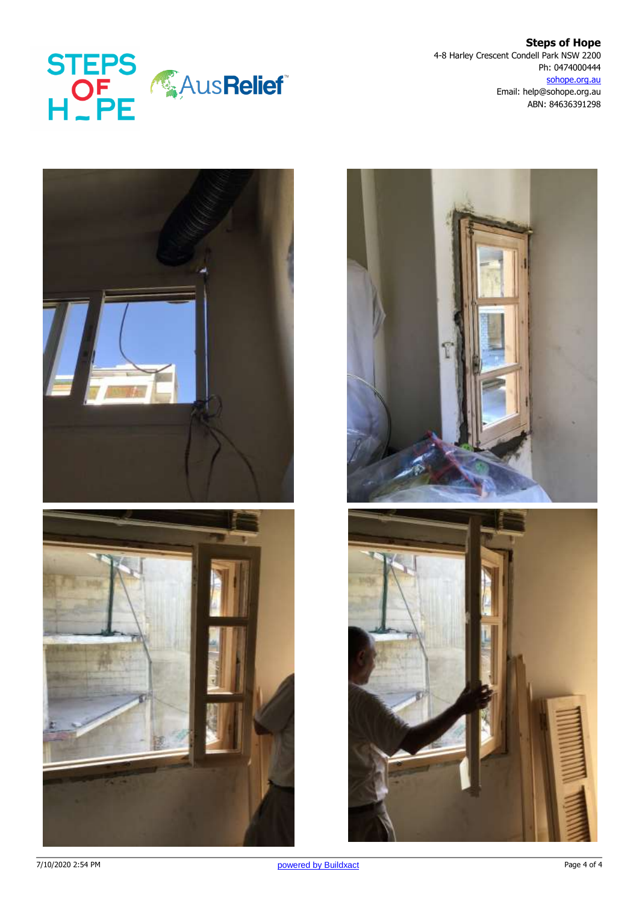**Steps of Hope**
4-8 Harley Crescent Condell Park NSW 2200
Ph: 0474000444
sohope.org.au
Email: help@sohope.org.au
ABN: 84636391298